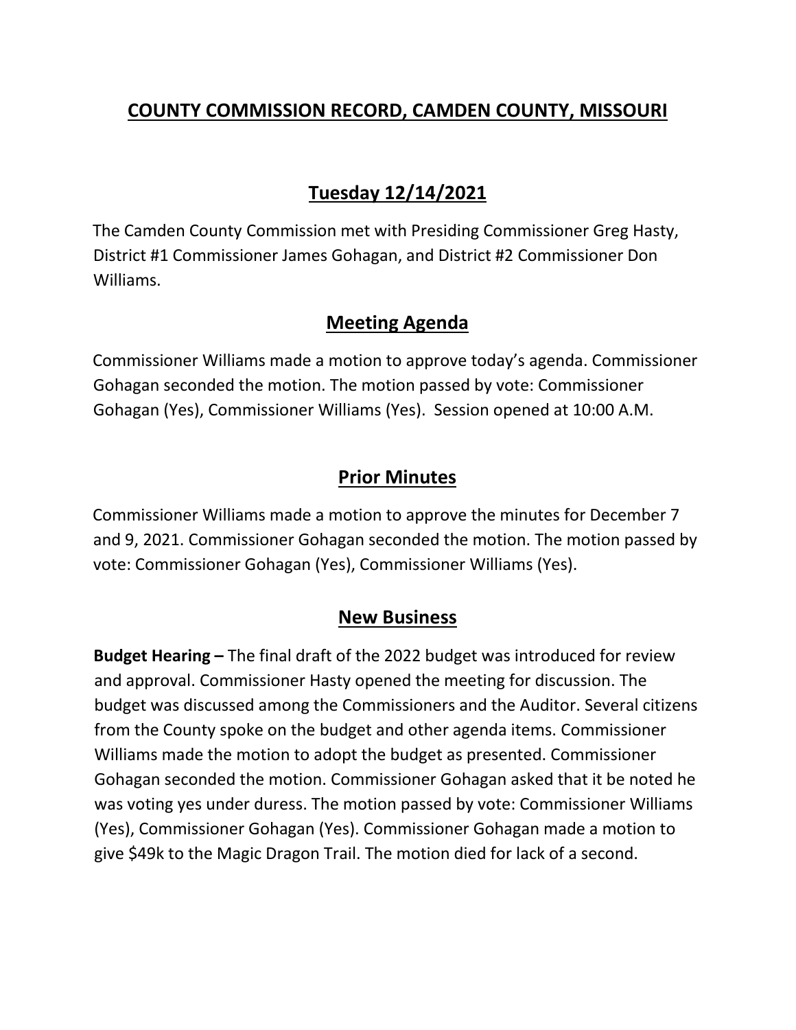# COUNTY COMMISSION RECORD, CAMDEN COUNTY, MISSOURI

## Tuesday 12/14/2021

The Camden County Commission met with Presiding Commissioner Greg Hasty, District #1 Commissioner James Gohagan, and District #2 Commissioner Don Williams.

## Meeting Agenda

Commissioner Williams made a motion to approve today's agenda. Commissioner Gohagan seconded the motion. The motion passed by vote: Commissioner Gohagan (Yes), Commissioner Williams (Yes). Session opened at 10:00 A.M.

## Prior Minutes

Commissioner Williams made a motion to approve the minutes for December 7 and 9, 2021. Commissioner Gohagan seconded the motion. The motion passed by vote: Commissioner Gohagan (Yes), Commissioner Williams (Yes).

## New Business

**Budget Hearing –** The final draft of the 2022 budget was introduced for review and approval. Commissioner Hasty opened the meeting for discussion. The budget was discussed among the Commissioners and the Auditor. Several citizens from the County spoke on the budget and other agenda items. Commissioner Williams made the motion to adopt the budget as presented. Commissioner Gohagan seconded the motion. Commissioner Gohagan asked that it be noted he was voting yes under duress. The motion passed by vote: Commissioner Williams (Yes), Commissioner Gohagan (Yes). Commissioner Gohagan made a motion to give $49k to the Magic Dragon Trail. The motion died for lack of a second.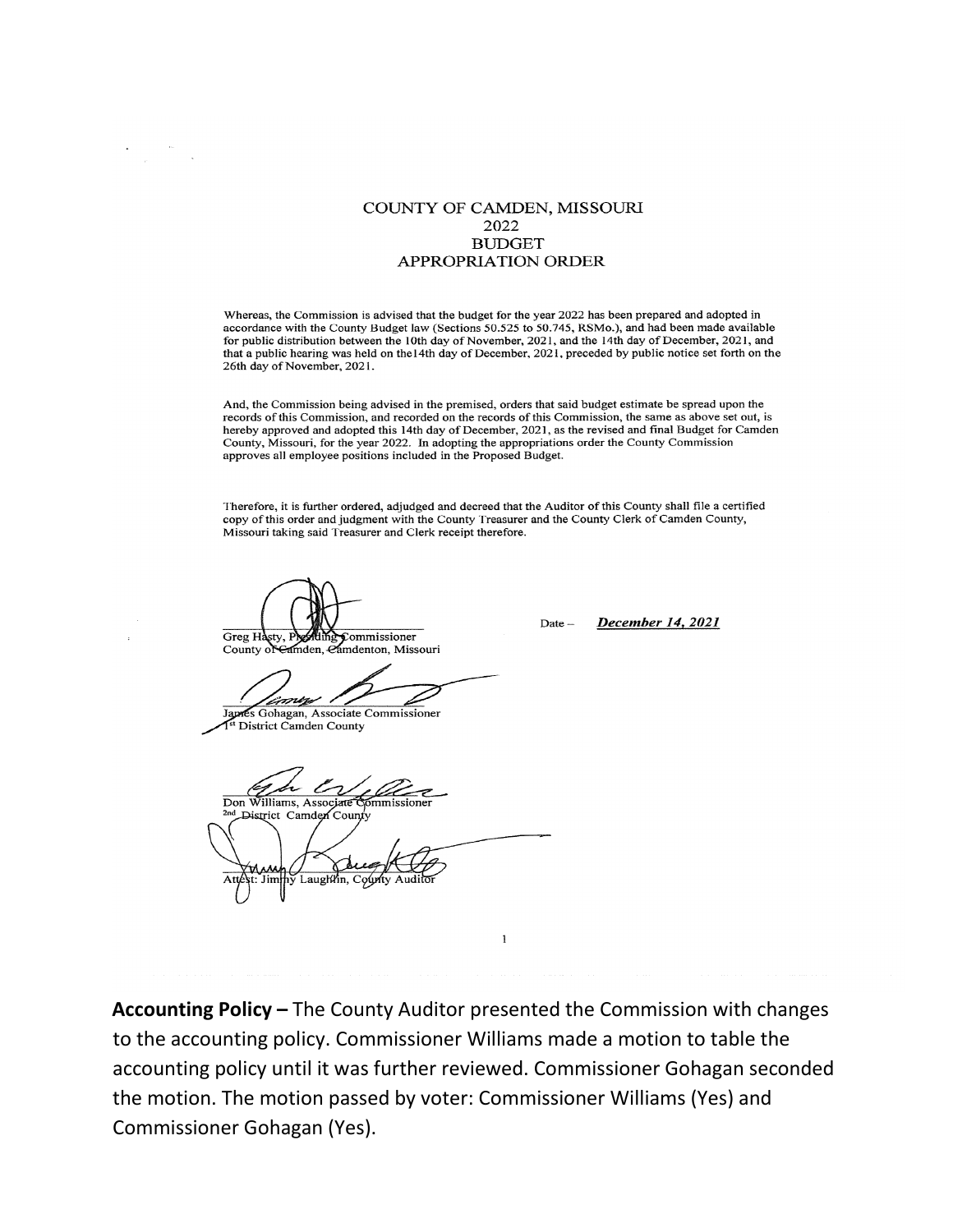# COUNTY OF CAMDEN, MISSOURI
## 2022
## BUDGET
## APPROPRIATION ORDER

Whereas, the Commission is advised that the budget for the year 2022 has been prepared and adopted in accordance with the County Budget law (Sections 50.525 to 50.745, RSMo.), and had been made available for public distribution between the 10th day of November, 2021, and the 14th day of December, 2021, and that a public hearing was held on the14th day of December, 2021, preceded by public notice set forth on the 26th day of November, 2021.

And, the Commission being advised in the premised, orders that said budget estimate be spread upon the records of this Commission, and recorded on the records of this Commission, the same as above set out, is hereby approved and adopted this 14th day of December, 2021, as the revised and final Budget for Camden County, Missouri, for the year 2022. In adopting the appropriations order the County Commission approves all employee positions included in the Proposed Budget.

Therefore, it is further ordered, adjudged and decreed that the Auditor of this County shall file a certified copy of this order and judgment with the County Treasurer and the County Clerk of Camden County, Missouri taking said Treasurer and Clerk receipt therefore.

Greg Hasty, Presiding Commissioner
County of Camden, Camdenton, Missouri

Date – ***December 14, 2021***

James Gohagan, Associate Commissioner
1st District Camden County

Don Williams, Associate Commissioner
2nd District Camden County

Attest: Jimmy Laughlin, County Auditor

**Accounting Policy –** The County Auditor presented the Commission with changes to the accounting policy. Commissioner Williams made a motion to table the accounting policy until it was further reviewed. Commissioner Gohagan seconded the motion. The motion passed by voter: Commissioner Williams (Yes) and Commissioner Gohagan (Yes).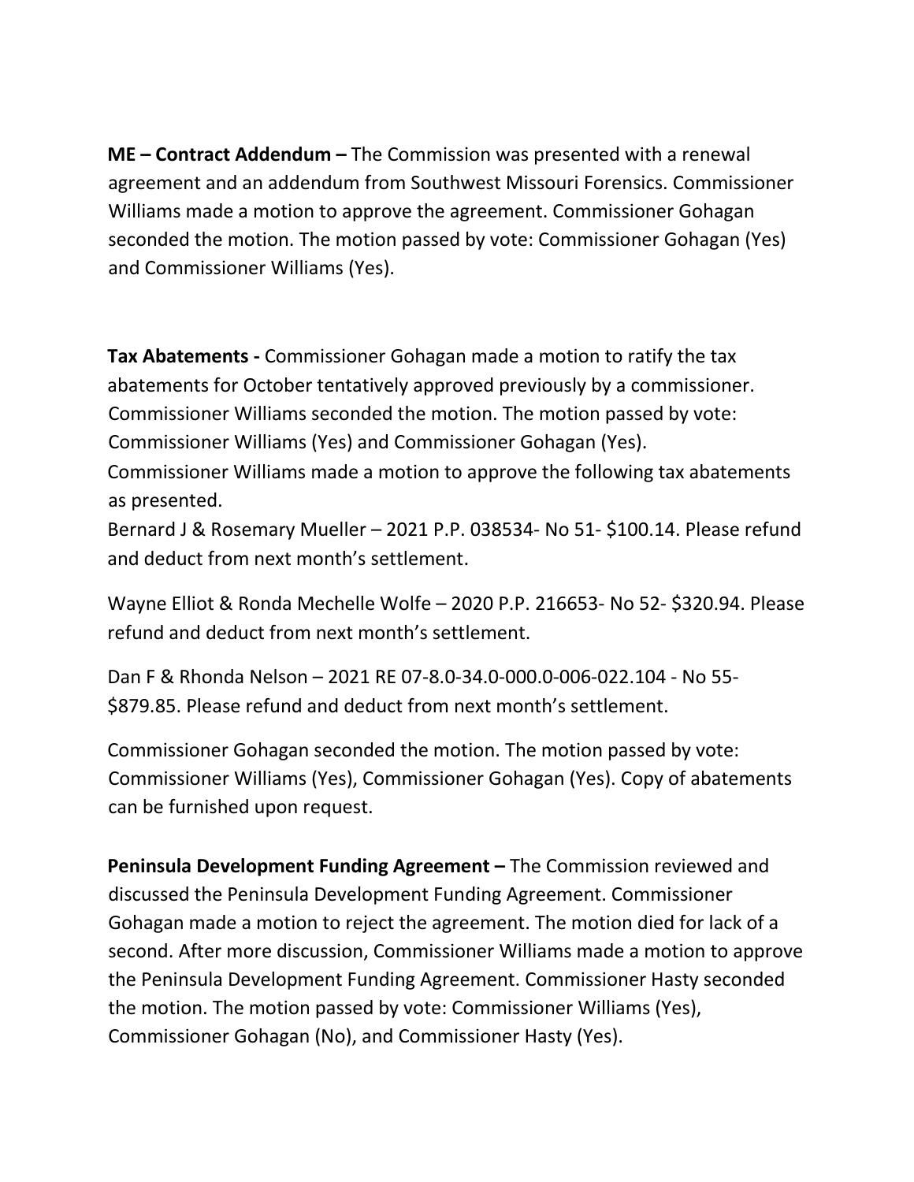**ME – Contract Addendum –** The Commission was presented with a renewal agreement and an addendum from Southwest Missouri Forensics. Commissioner Williams made a motion to approve the agreement. Commissioner Gohagan seconded the motion. The motion passed by vote: Commissioner Gohagan (Yes) and Commissioner Williams (Yes).

**Tax Abatements -** Commissioner Gohagan made a motion to ratify the tax abatements for October tentatively approved previously by a commissioner. Commissioner Williams seconded the motion. The motion passed by vote: Commissioner Williams (Yes) and Commissioner Gohagan (Yes).
Commissioner Williams made a motion to approve the following tax abatements as presented.
Bernard J & Rosemary Mueller – 2021 P.P. 038534- No 51- $100.14. Please refund and deduct from next month's settlement.

Wayne Elliot & Ronda Mechelle Wolfe – 2020 P.P. 216653- No 52- $320.94. Please refund and deduct from next month's settlement.

Dan F & Rhonda Nelson – 2021 RE 07-8.0-34.0-000.0-006-022.104 - No 55- $879.85. Please refund and deduct from next month's settlement.

Commissioner Gohagan seconded the motion. The motion passed by vote: Commissioner Williams (Yes), Commissioner Gohagan (Yes). Copy of abatements can be furnished upon request.

**Peninsula Development Funding Agreement –** The Commission reviewed and discussed the Peninsula Development Funding Agreement. Commissioner Gohagan made a motion to reject the agreement. The motion died for lack of a second. After more discussion, Commissioner Williams made a motion to approve the Peninsula Development Funding Agreement. Commissioner Hasty seconded the motion. The motion passed by vote: Commissioner Williams (Yes), Commissioner Gohagan (No), and Commissioner Hasty (Yes).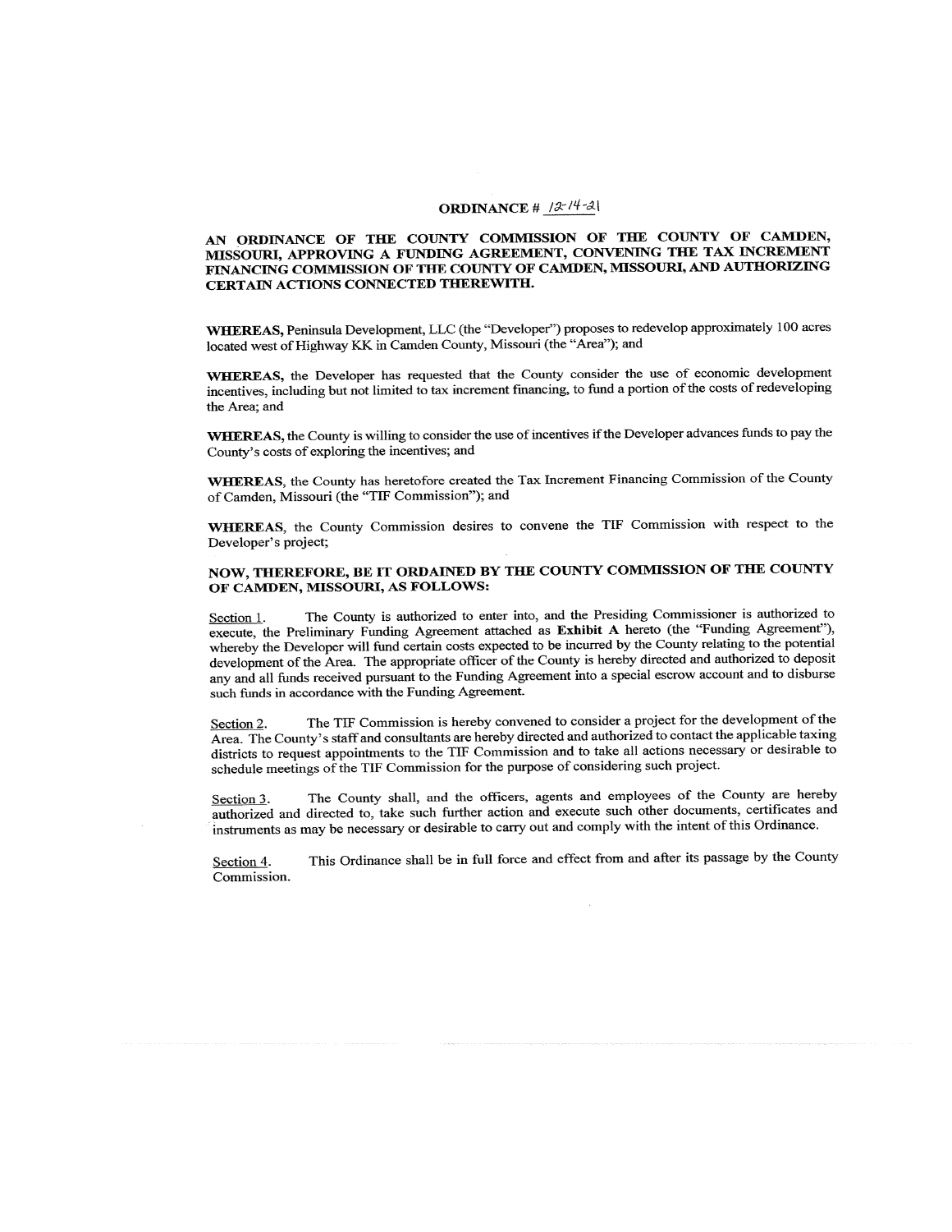# ORDINANCE # 12-14-21

## AN ORDINANCE OF THE COUNTY COMMISSION OF THE COUNTY OF CAMDEN, MISSOURI, APPROVING A FUNDING AGREEMENT, CONVENING THE TAX INCREMENT FINANCING COMMISSION OF THE COUNTY OF CAMDEN, MISSOURI, AND AUTHORIZING CERTAIN ACTIONS CONNECTED THEREWITH.

**WHEREAS,** Peninsula Development, LLC (the "Developer") proposes to redevelop approximately 100 acres located west of Highway KK in Camden County, Missouri (the "Area"); and

**WHEREAS,** the Developer has requested that the County consider the use of economic development incentives, including but not limited to tax increment financing, to fund a portion of the costs of redeveloping the Area; and

**WHEREAS,** the County is willing to consider the use of incentives if the Developer advances funds to pay the County's costs of exploring the incentives; and

**WHEREAS,** the County has heretofore created the Tax Increment Financing Commission of the County of Camden, Missouri (the "TIF Commission"); and

**WHEREAS,** the County Commission desires to convene the TIF Commission with respect to the Developer's project;

**NOW, THEREFORE, BE IT ORDAINED BY THE COUNTY COMMISSION OF THE COUNTY OF CAMDEN, MISSOURI, AS FOLLOWS:**

Section 1. The County is authorized to enter into, and the Presiding Commissioner is authorized to execute, the Preliminary Funding Agreement attached as **Exhibit A** hereto (the "Funding Agreement"), whereby the Developer will fund certain costs expected to be incurred by the County relating to the potential development of the Area. The appropriate officer of the County is hereby directed and authorized to deposit any and all funds received pursuant to the Funding Agreement into a special escrow account and to disburse such funds in accordance with the Funding Agreement.

Section 2. The TIF Commission is hereby convened to consider a project for the development of the Area. The County's staff and consultants are hereby directed and authorized to contact the applicable taxing districts to request appointments to the TIF Commission and to take all actions necessary or desirable to schedule meetings of the TIF Commission for the purpose of considering such project.

Section 3. The County shall, and the officers, agents and employees of the County are hereby authorized and directed to, take such further action and execute such other documents, certificates and instruments as may be necessary or desirable to carry out and comply with the intent of this Ordinance.

Section 4. This Ordinance shall be in full force and effect from and after its passage by the County Commission.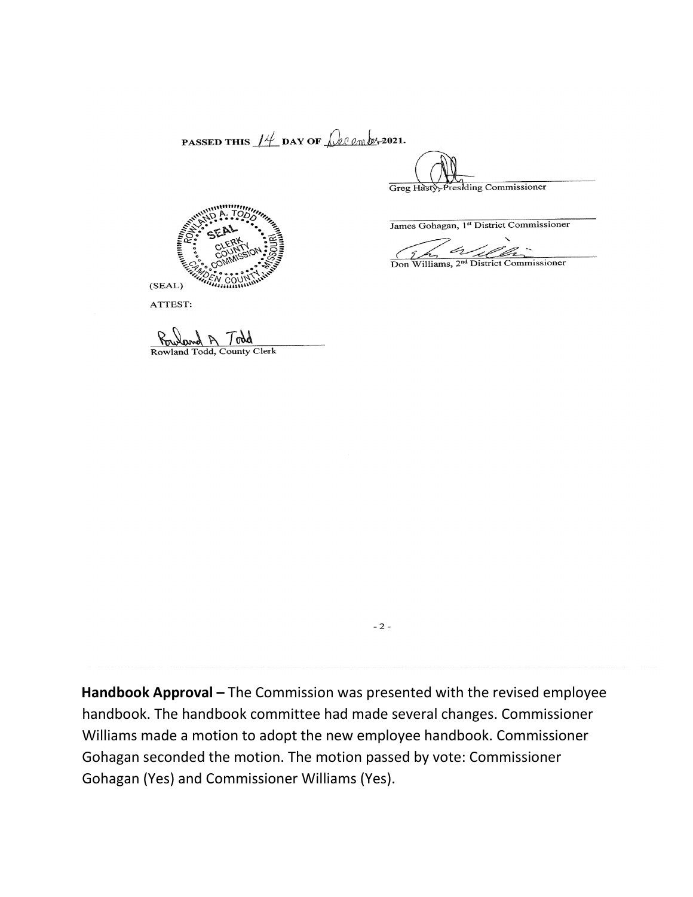PASSED THIS 14 DAY OF December 2021.

Greg Hasty, Presiding Commissioner

James Gohagan, 1st District Commissioner

Don Williams, 2nd District Commissioner

(SEAL)

ATTEST:

Rowland A Todd

Rowland Todd, County Clerk

**Handbook Approval –** The Commission was presented with the revised employee handbook. The handbook committee had made several changes. Commissioner Williams made a motion to adopt the new employee handbook. Commissioner Gohagan seconded the motion. The motion passed by vote: Commissioner Gohagan (Yes) and Commissioner Williams (Yes).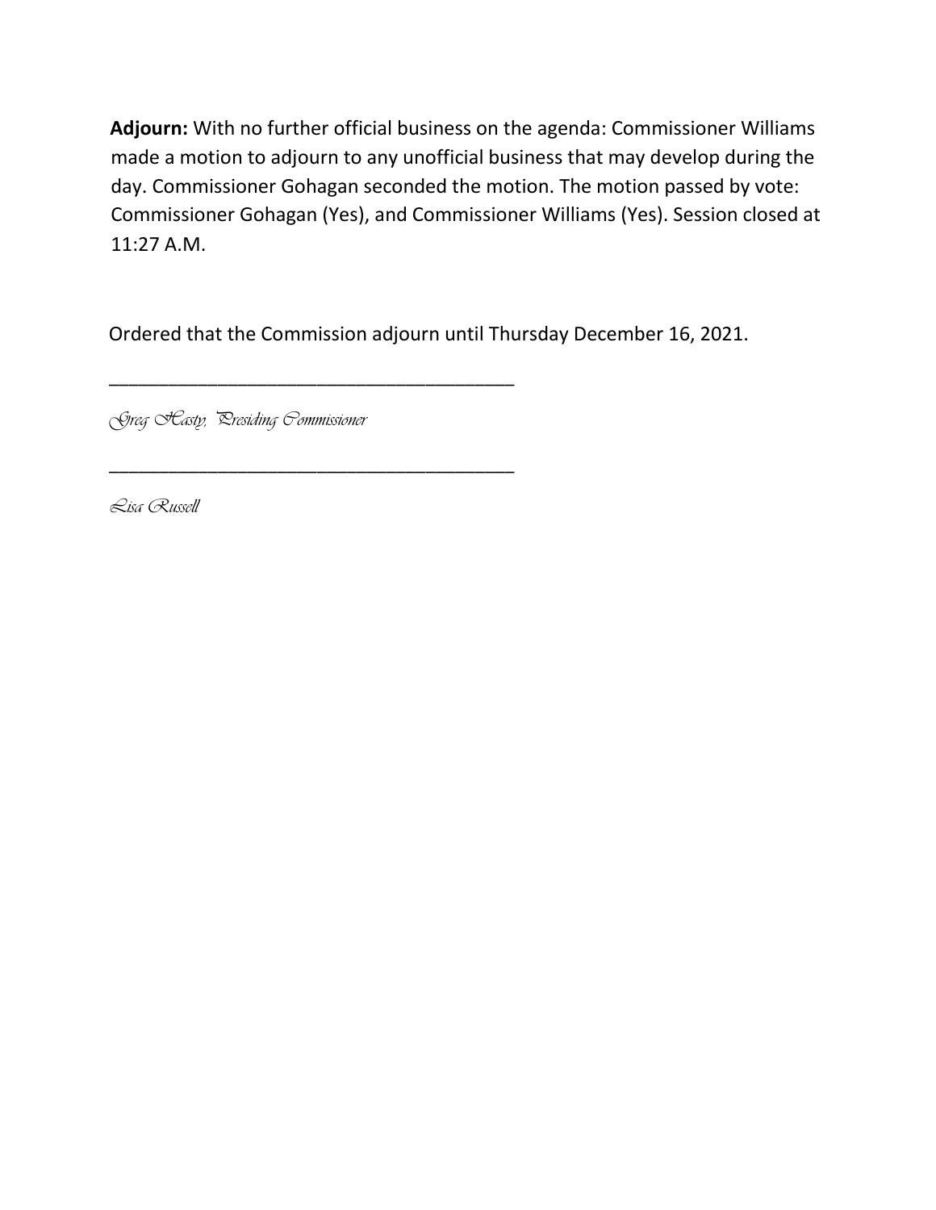**Adjourn:** With no further official business on the agenda: Commissioner Williams made a motion to adjourn to any unofficial business that may develop during the day. Commissioner Gohagan seconded the motion. The motion passed by vote: Commissioner Gohagan (Yes), and Commissioner Williams (Yes). Session closed at 11:27 A.M.

Ordered that the Commission adjourn until Thursday December 16, 2021.

\_\_\_\_\_\_\_\_\_\_\_\_\_\_\_\_\_\_\_\_\_\_\_\_\_\_\_\_\_\_\_\_\_\_\_\_\_\_\_\_\_\_

*Greg Hasty, Presiding Commissioner*

\_\_\_\_\_\_\_\_\_\_\_\_\_\_\_\_\_\_\_\_\_\_\_\_\_\_\_\_\_\_\_\_\_\_\_\_\_\_\_\_\_\_

*Lisa Russell*